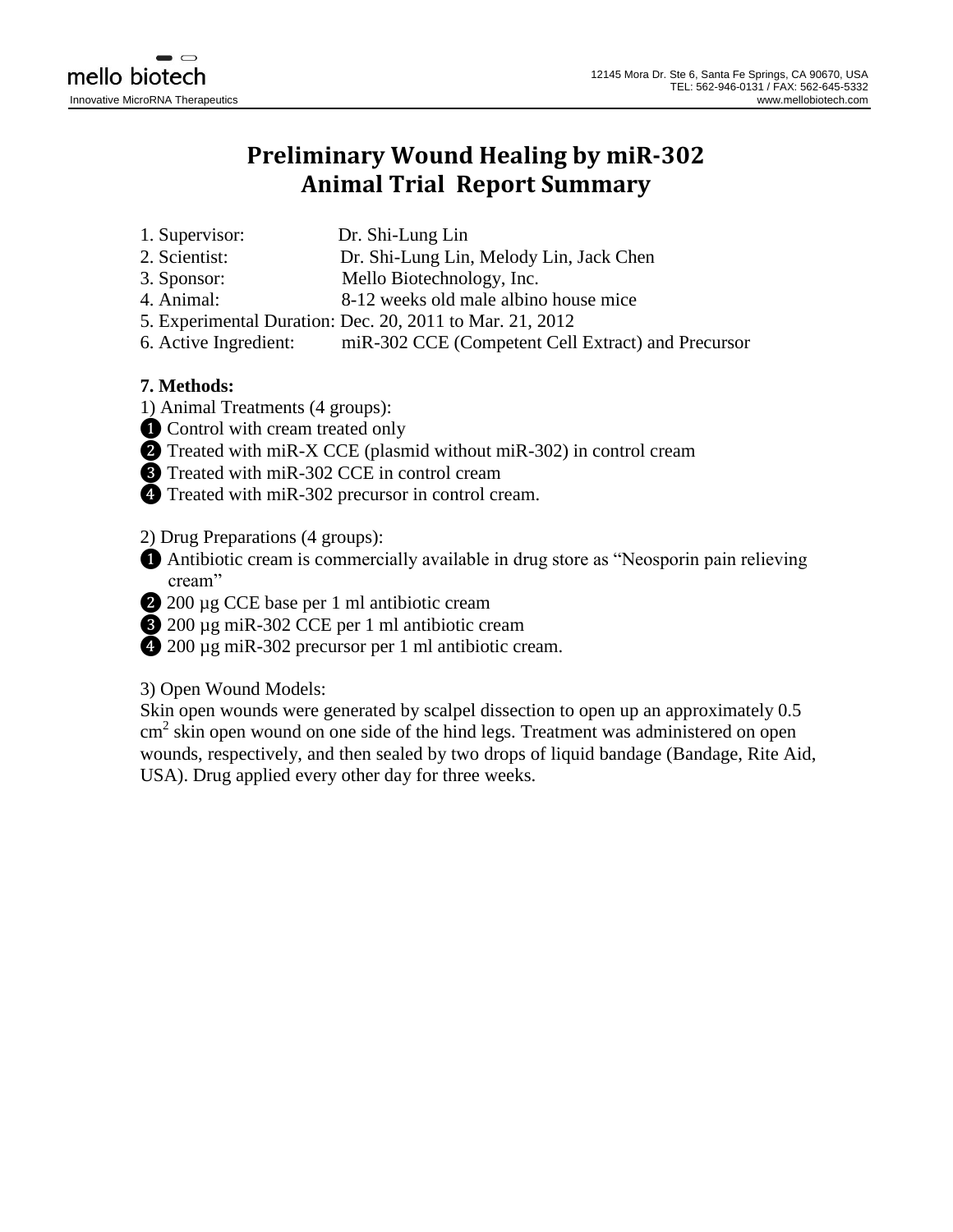# Preliminary Wound Healing by miR-302 Animal Trial Report Summary

1. Supervisor: Dr. Shi-Lung Lin
2. Scientist: Dr. Shi-Lung Lin, Melody Lin, Jack Chen
3. Sponsor: Mello Biotechnology, Inc.
4. Animal: 8-12 weeks old male albino house mice
5. Experimental Duration: Dec. 20, 2011 to Mar. 21, 2012
6. Active Ingredient: miR-302 CCE (Competent Cell Extract) and Precursor

**7. Methods:**

1) Animal Treatments (4 groups):

❶ Control with cream treated only
❷ Treated with miR-X CCE (plasmid without miR-302) in control cream
❸ Treated with miR-302 CCE in control cream
❹ Treated with miR-302 precursor in control cream.

2) Drug Preparations (4 groups):

❶ Antibiotic cream is commercially available in drug store as "Neosporin pain relieving cream"
❷ 200 µg CCE base per 1 ml antibiotic cream
❸ 200 µg miR-302 CCE per 1 ml antibiotic cream
❹ 200 µg miR-302 precursor per 1 ml antibiotic cream.

3) Open Wound Models:

Skin open wounds were generated by scalpel dissection to open up an approximately 0.5 $cm^2$ skin open wound on one side of the hind legs. Treatment was administered on open wounds, respectively, and then sealed by two drops of liquid bandage (Bandage, Rite Aid, USA). Drug applied every other day for three weeks.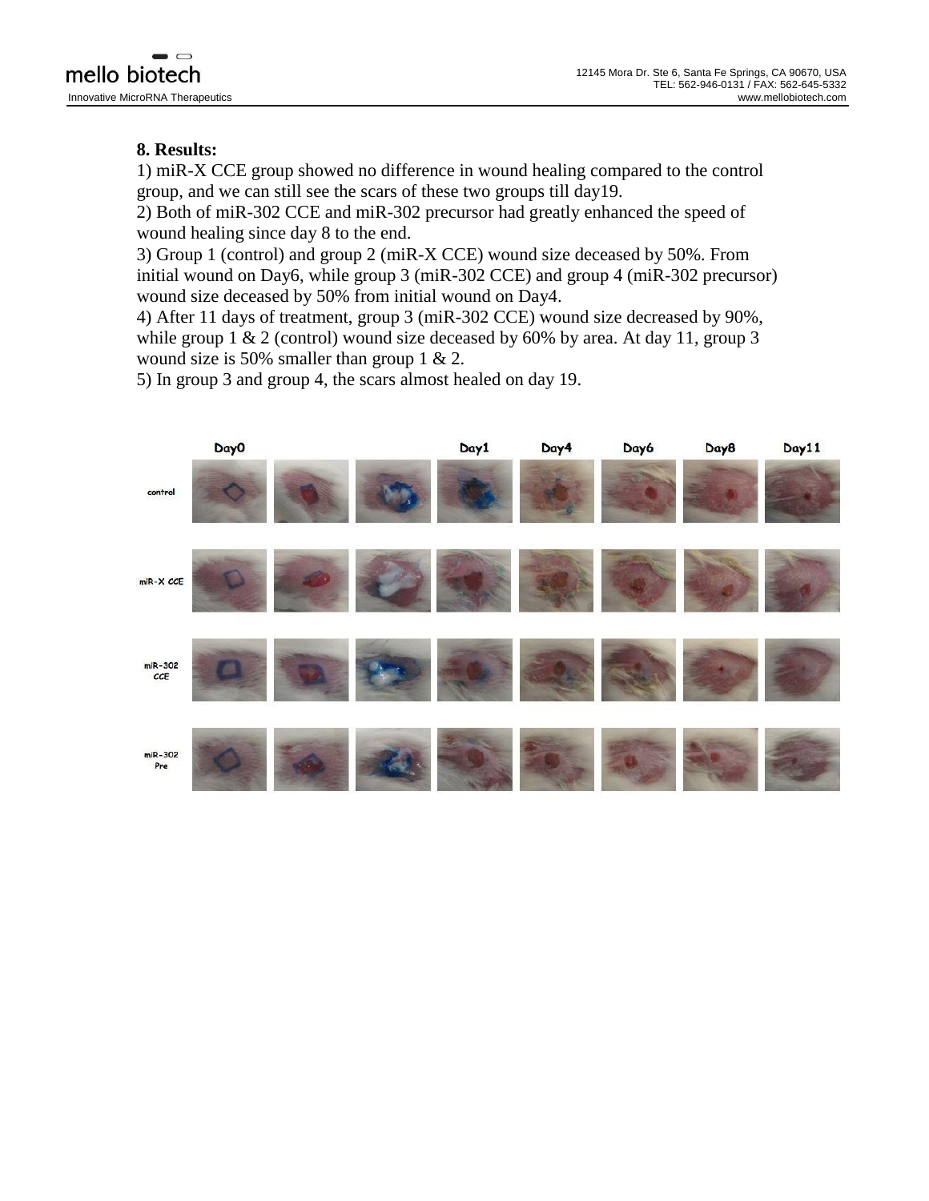**8. Results:**

1) miR-X CCE group showed no difference in wound healing compared to the control group, and we can still see the scars of these two groups till day19.
2) Both of miR-302 CCE and miR-302 precursor had greatly enhanced the speed of wound healing since day 8 to the end.
3) Group 1 (control) and group 2 (miR-X CCE) wound size deceased by 50%. From initial wound on Day6, while group 3 (miR-302 CCE) and group 4 (miR-302 precursor) wound size deceased by 50% from initial wound on Day4.
4) After 11 days of treatment, group 3 (miR-302 CCE) wound size decreased by 90%, while group 1 & 2 (control) wound size deceased by 60% by area. At day 11, group 3 wound size is 50% smaller than group 1 & 2.
5) In group 3 and group 4, the scars almost healed on day 19.

Day0

Day1

Day4

Day6

Day8

Day11

control

miR-X CCE

miR-302 CCE

miR-302 Pre